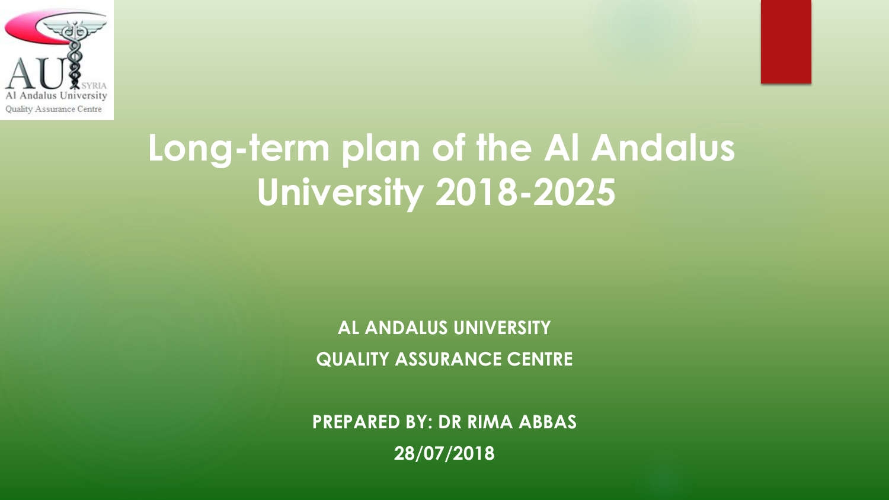# Long-term plan of the Al Andalus University 2018-2025

**AL ANDALUS UNIVERSITY**

**QUALITY ASSURANCE CENTRE**

**PREPARED BY: DR RIMA ABBAS**

**28/07/2018**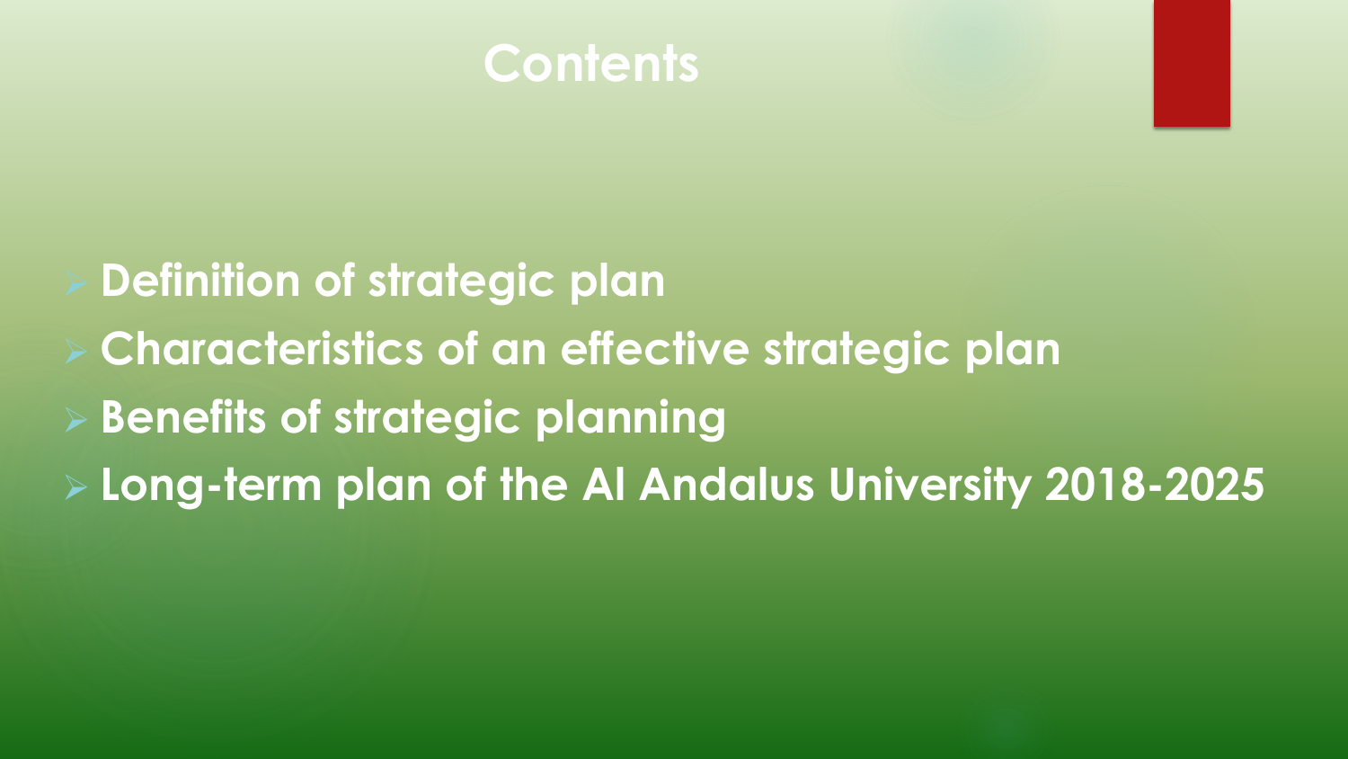# Contents

- **Definition of strategic plan**
- **Characteristics of an effective strategic plan**
- **Benefits of strategic planning**
- **Long-term plan of the Al Andalus University 2018-2025**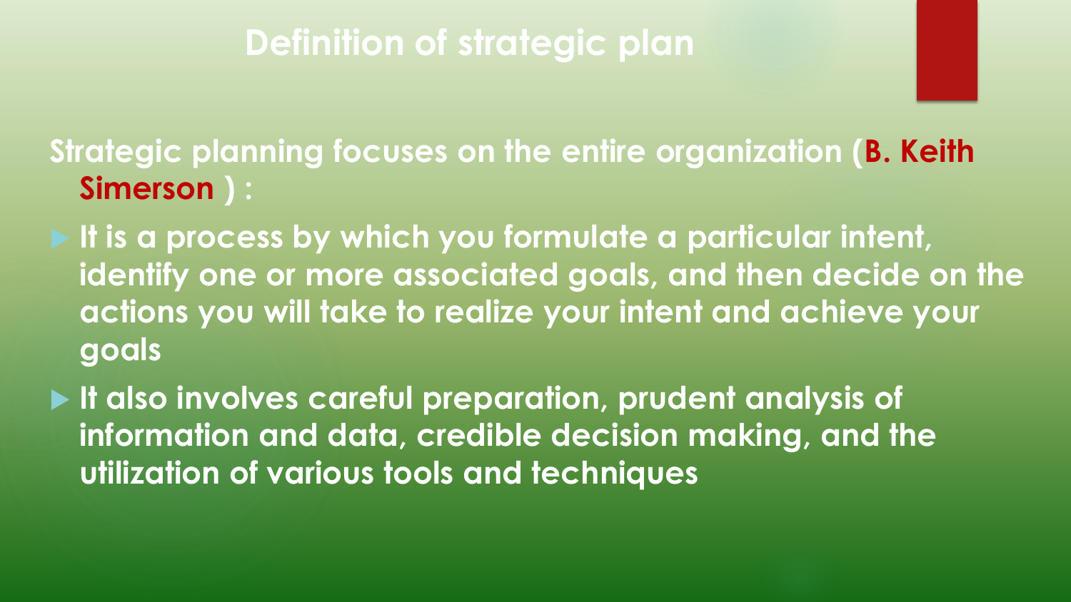# Definition of strategic plan

**Strategic planning focuses on the entire organization (B. Keith Simerson ) :**

- **It is a process by which you formulate a particular intent, identify one or more associated goals, and then decide on the actions you will take to realize your intent and achieve your goals**
- **It also involves careful preparation, prudent analysis of information and data, credible decision making, and the utilization of various tools and techniques**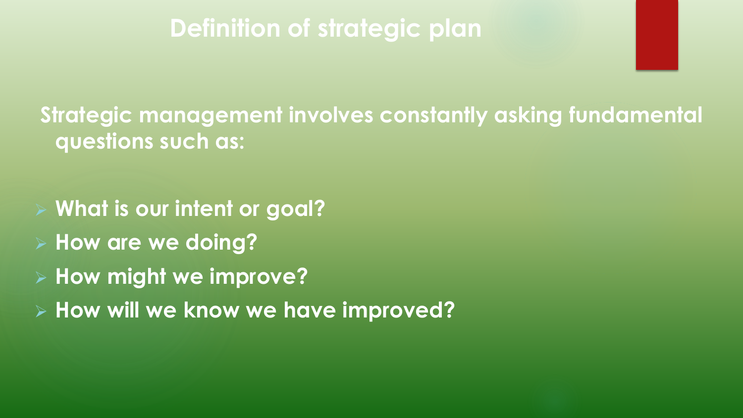# Definition of strategic plan

**Strategic management involves constantly asking fundamental questions such as:**

- **What is our intent or goal?**
- **How are we doing?**
- **How might we improve?**
- **How will we know we have improved?**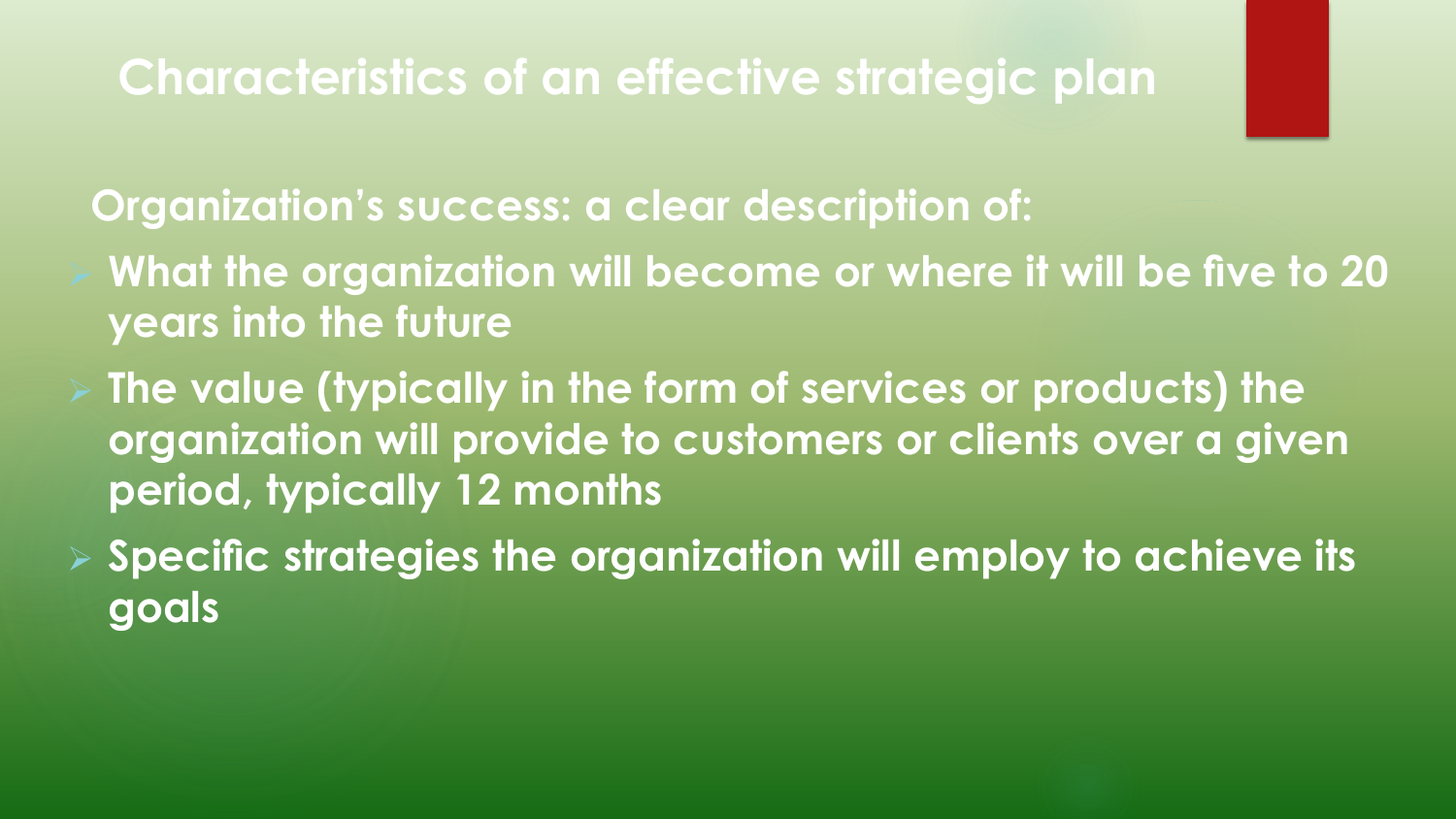# Characteristics of an effective strategic plan

**Organization's success: a clear description of:**

- **What the organization will become or where it will be five to 20 years into the future**
- **The value (typically in the form of services or products) the organization will provide to customers or clients over a given period, typically 12 months**
- **Specific strategies the organization will employ to achieve its goals**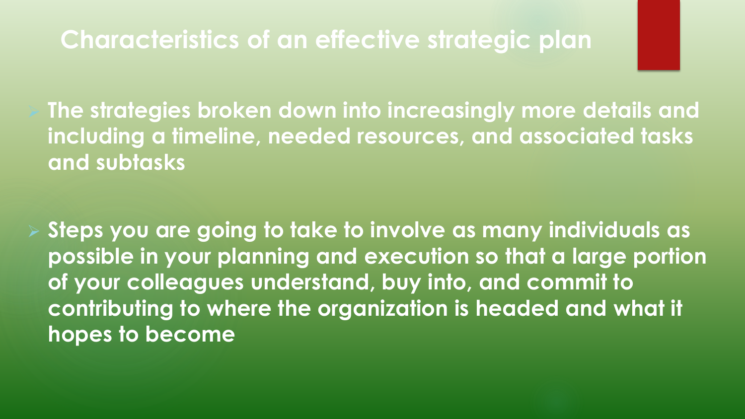# Characteristics of an effective strategic plan

- **The strategies broken down into increasingly more details and including a timeline, needed resources, and associated tasks and subtasks**

- **Steps you are going to take to involve as many individuals as possible in your planning and execution so that a large portion of your colleagues understand, buy into, and commit to contributing to where the organization is headed and what it hopes to become**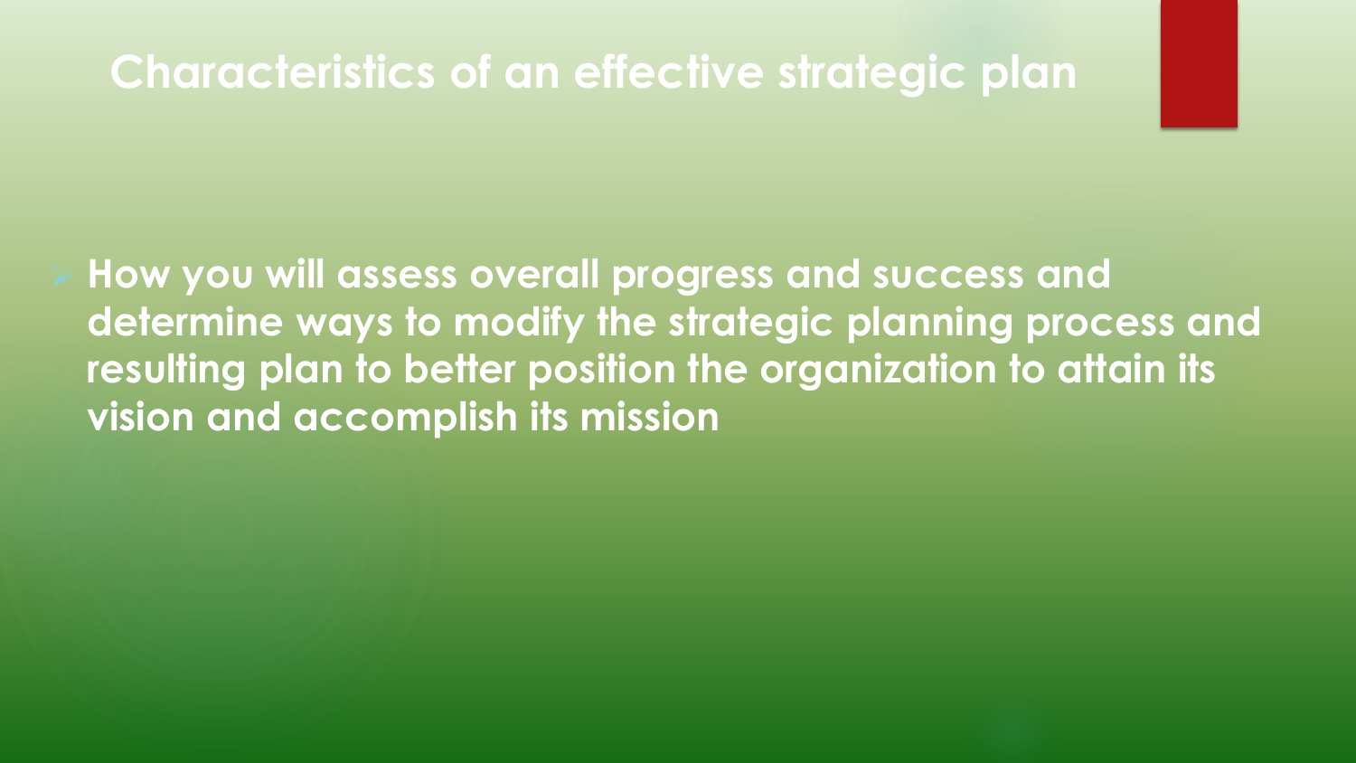# Characteristics of an effective strategic plan

- **How you will assess overall progress and success and determine ways to modify the strategic planning process and resulting plan to better position the organization to attain its vision and accomplish its mission**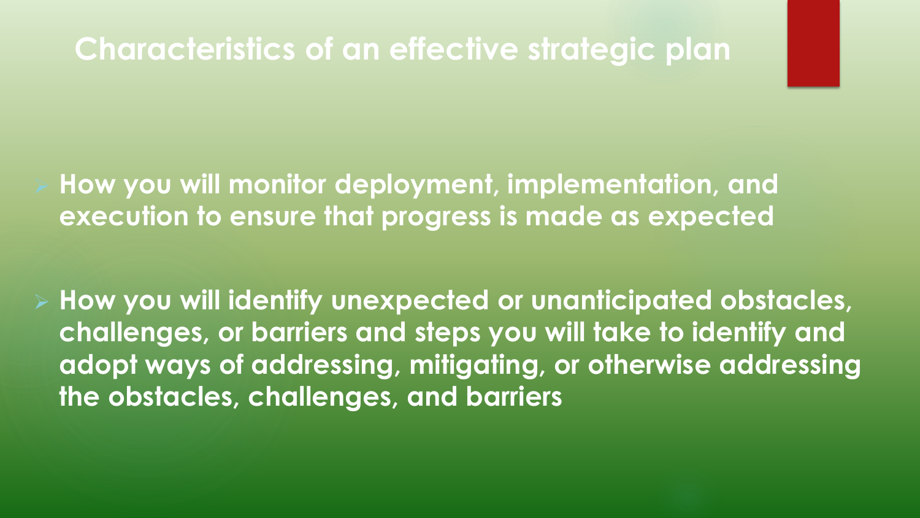# Characteristics of an effective strategic plan

- **How you will monitor deployment, implementation, and execution to ensure that progress is made as expected**
- **How you will identify unexpected or unanticipated obstacles, challenges, or barriers and steps you will take to identify and adopt ways of addressing, mitigating, or otherwise addressing the obstacles, challenges, and barriers**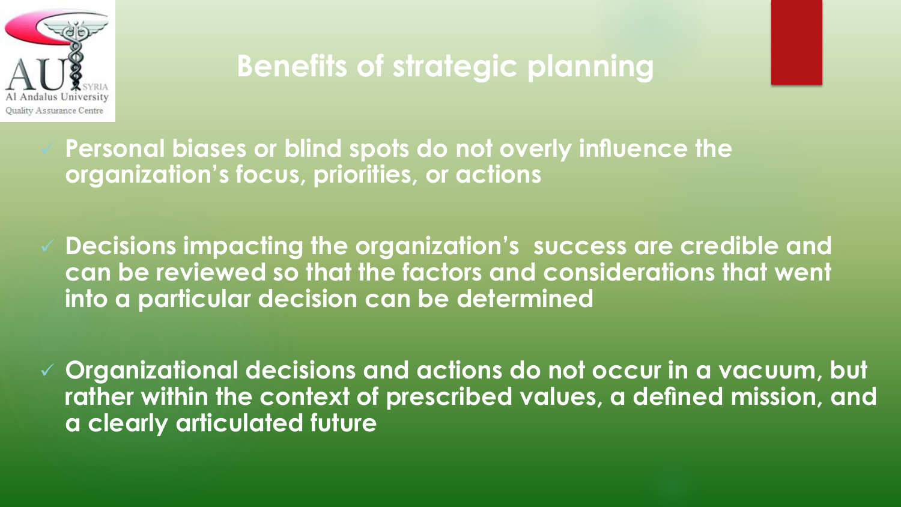# Benefits of strategic planning

- **Personal biases or blind spots do not overly influence the organization's focus, priorities, or actions**

- **Decisions impacting the organization's success are credible and can be reviewed so that the factors and considerations that went into a particular decision can be determined**

- **Organizational decisions and actions do not occur in a vacuum, but rather within the context of prescribed values, a defined mission, and a clearly articulated future**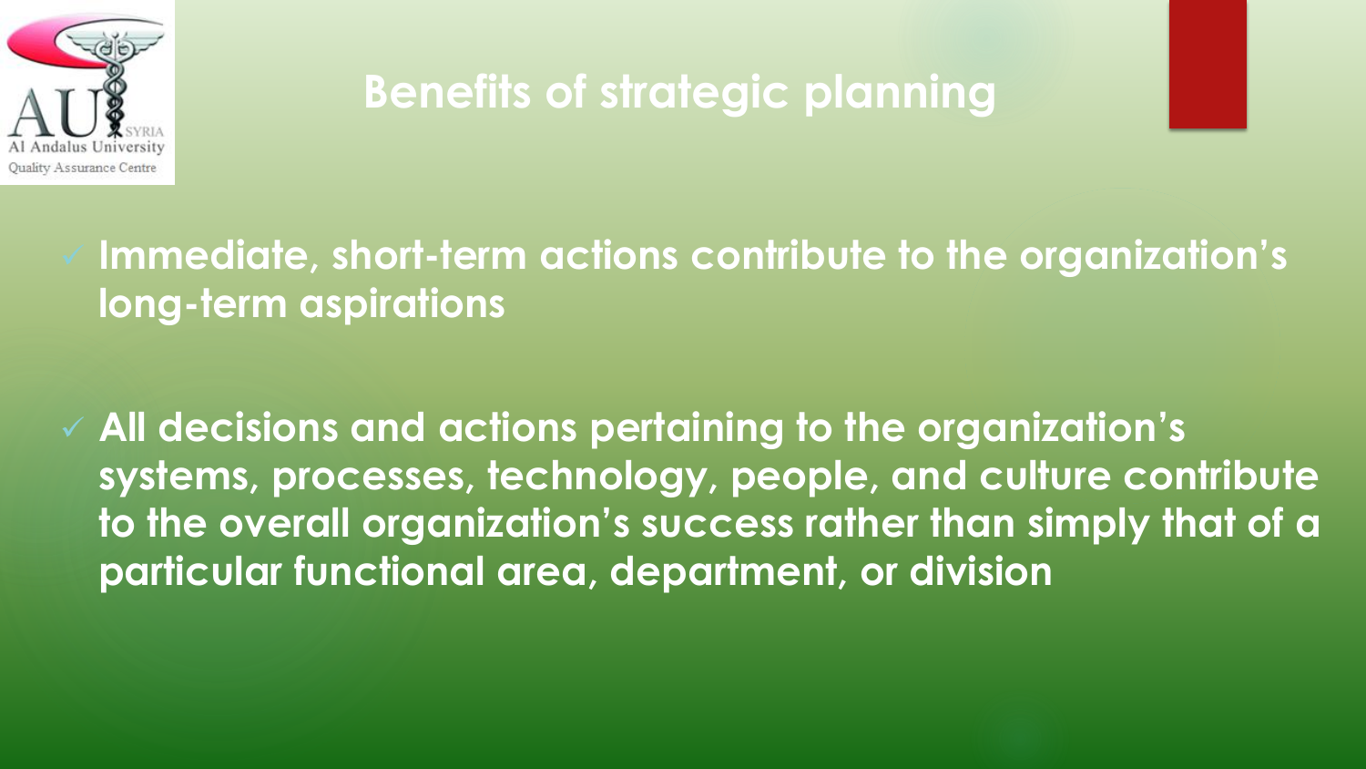# Benefits of strategic planning

- **Immediate, short-term actions contribute to the organization's long-term aspirations**
- **All decisions and actions pertaining to the organization's systems, processes, technology, people, and culture contribute to the overall organization's success rather than simply that of a particular functional area, department, or division**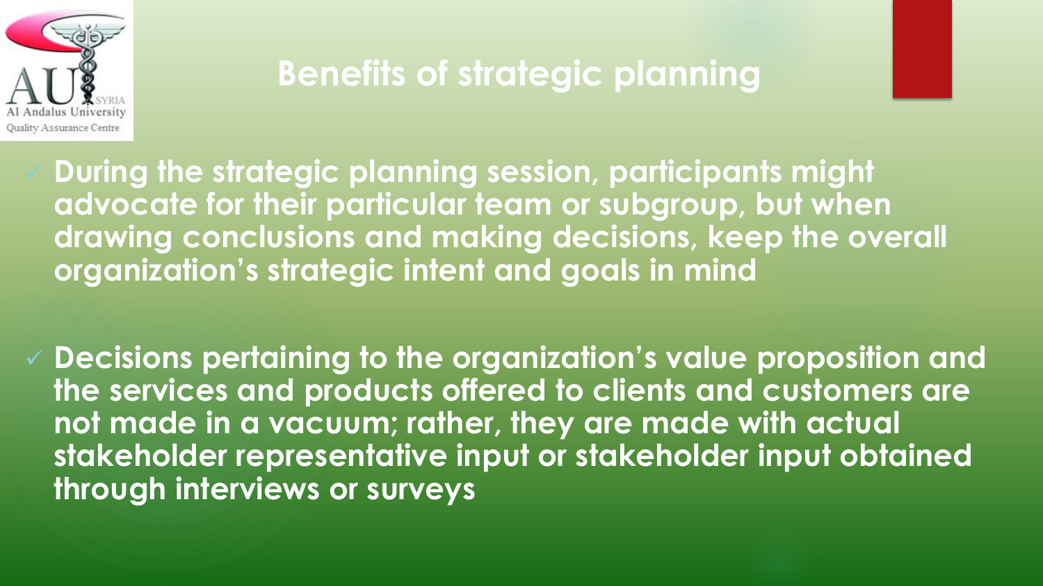## Benefits of strategic planning

- **During the strategic planning session, participants might advocate for their particular team or subgroup, but when drawing conclusions and making decisions, keep the overall organization's strategic intent and goals in mind**

- **Decisions pertaining to the organization's value proposition and the services and products offered to clients and customers are not made in a vacuum; rather, they are made with actual stakeholder representative input or stakeholder input obtained through interviews or surveys**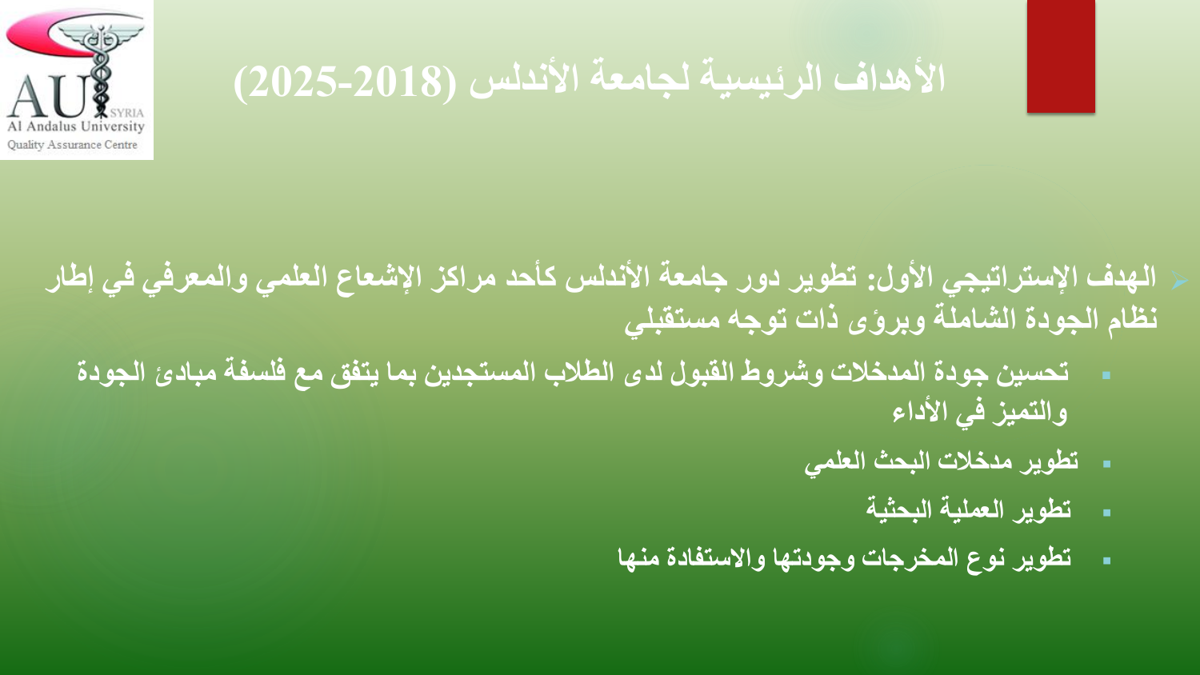# الأهداف الرئيسية لجامعة الأندلس (2018-2025)

- **الهدف الإستراتيجي الأول: تطوير دور جامعة الأندلس كأحد مراكز الإشعاع العلمي والمعرفي في إطار نظام الجودة الشاملة وبرؤى ذات توجه مستقبلي**
  - تحسين جودة المدخلات وشروط القبول لدى الطلاب المستجدين بما يتفق مع فلسفة مبادئ الجودة والتميز في الأداء
  - تطوير مدخلات البحث العلمي
  - تطوير العملية البحثية
  - تطوير نوع المخرجات وجودتها والاستفادة منها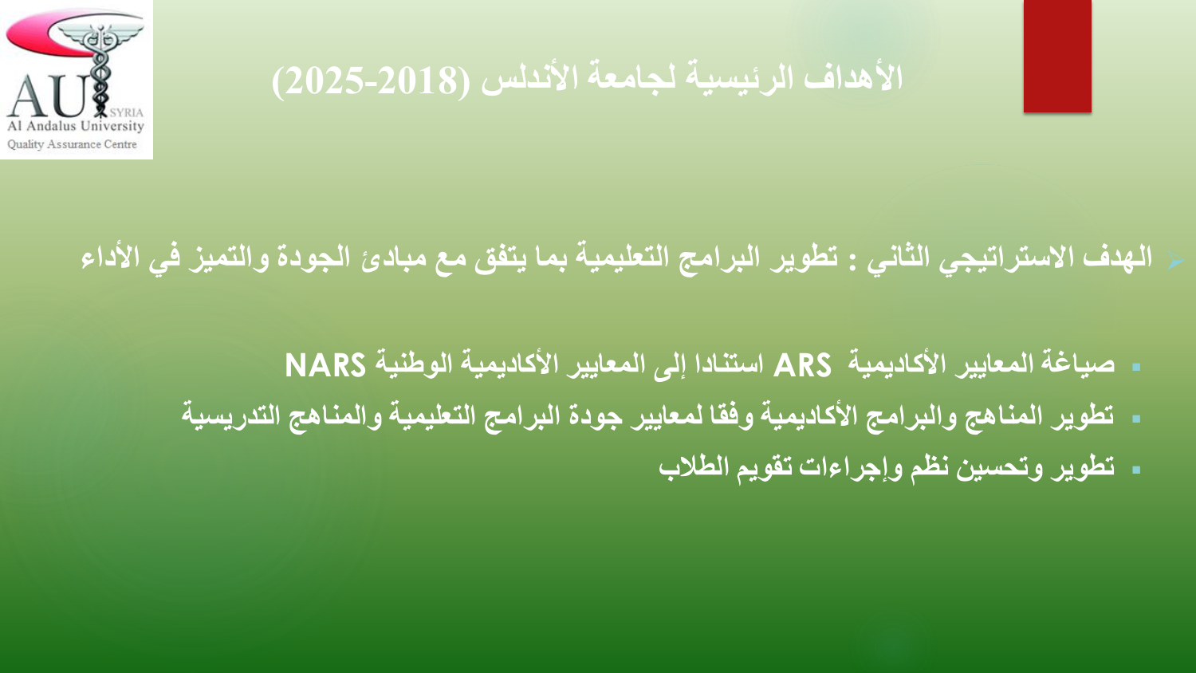# الأهداف الرئيسية لجامعة الأندلس (2018-2025)

- **الهدف الاستراتيجي الثاني : تطوير البرامج التعليمية بما يتفق مع مبادئ الجودة والتميز في الأداء**

  - **صياغة المعايير الأكاديمية ARS استنادا إلى المعايير الأكاديمية الوطنية NARS**
  - **تطوير المناهج والبرامج الأكاديمية وفقا لمعايير جودة البرامج التعليمية والمناهج التدريسية**
  - **تطوير وتحسين نظم وإجراءات تقويم الطلاب**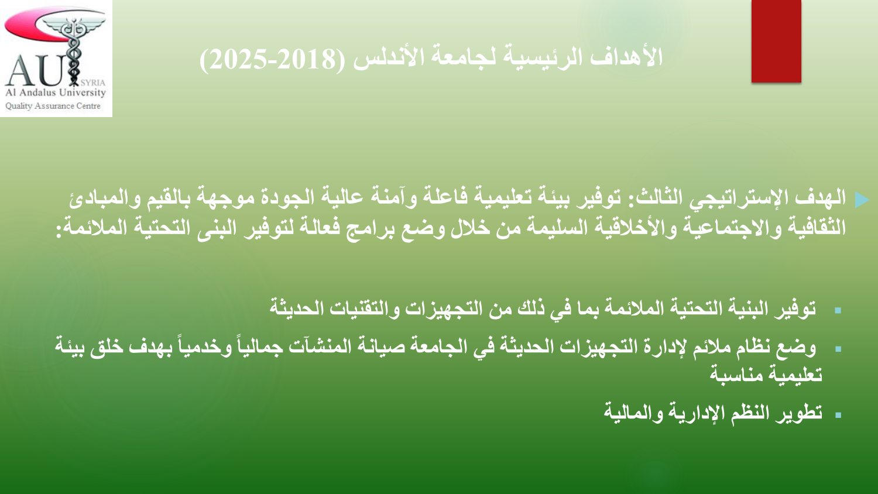# الأهداف الرئيسية لجامعة الأندلس (2018-2025)

- الهدف الإستراتيجي الثالث: توفير بيئة تعليمية فاعلة وآمنة عالية الجودة موجهة بالقيم والمبادئ الثقافية والاجتماعية والأخلاقية السليمة من خلال وضع برامج فعالة لتوفير البنى التحتية الملائمة:

  - توفير البنية التحتية الملائمة بما في ذلك من التجهيزات والتقنيات الحديثة
  - وضع نظام ملائم لإدارة التجهيزات الحديثة في الجامعة صيانة المنشآت جمالياً وخدمياً بهدف خلق بيئة تعليمية مناسبة
  - تطوير النظم الإدارية والمالية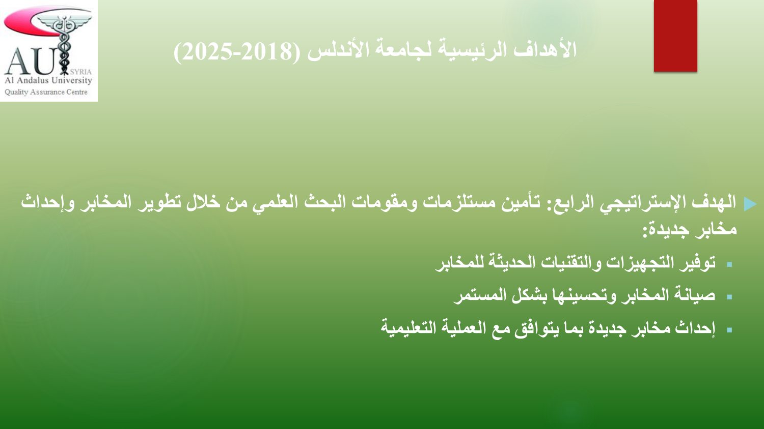# الأهداف الرئيسية لجامعة الأندلس (2018-2025)

- **الهدف الإستراتيجي الرابع: تأمين مستلزمات ومقومات البحث العلمي من خلال تطوير المخابر وإحداث مخابر جديدة:**
  - توفير التجهيزات والتقنيات الحديثة للمخابر
  - صيانة المخابر وتحسينها بشكل المستمر
  - إحداث مخابر جديدة بما يتوافق مع العملية التعليمية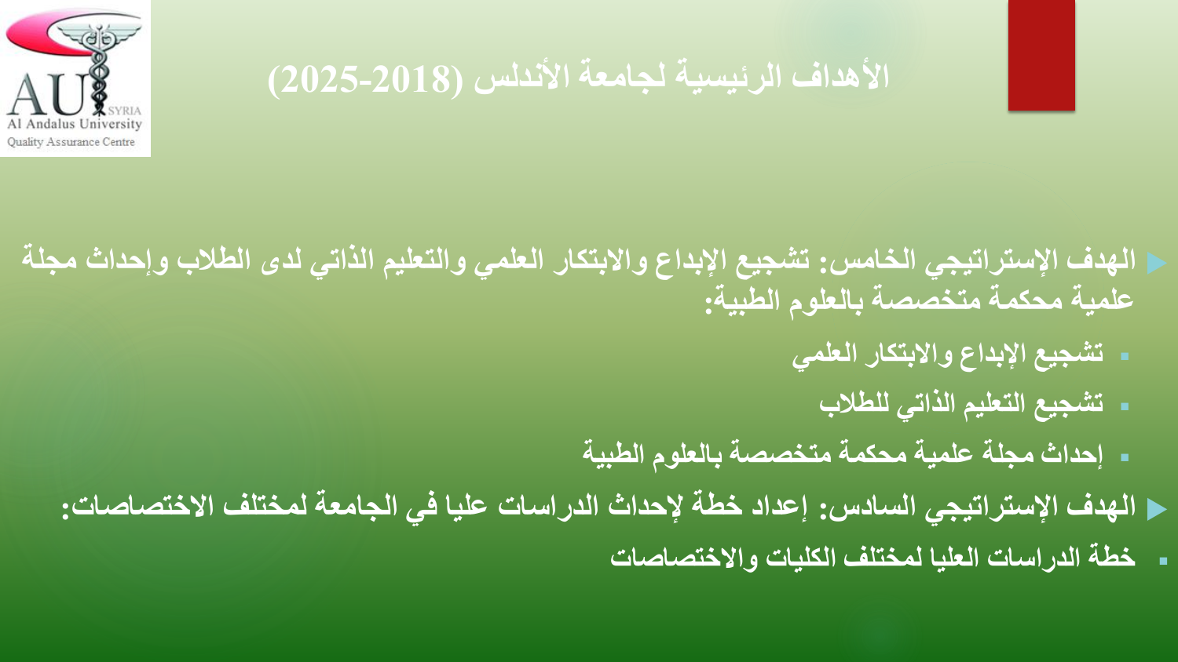# الأهداف الرئيسية لجامعة الأندلس (2018-2025)

- **الهدف الإستراتيجي الخامس: تشجيع الإبداع والابتكار العلمي والتعليم الذاتي لدى الطلاب وإحداث مجلة علمية محكمة متخصصة بالعلوم الطبية:**
  - تشجيع الإبداع والابتكار العلمي
  - تشجيع التعليم الذاتي للطلاب
  - إحداث مجلة علمية محكمة متخصصة بالعلوم الطبية
- **الهدف الإستراتيجي السادس: إعداد خطة لإحداث الدراسات عليا في الجامعة لمختلف الاختصاصات:**
  - خطة الدراسات العليا لمختلف الكليات والاختصاصات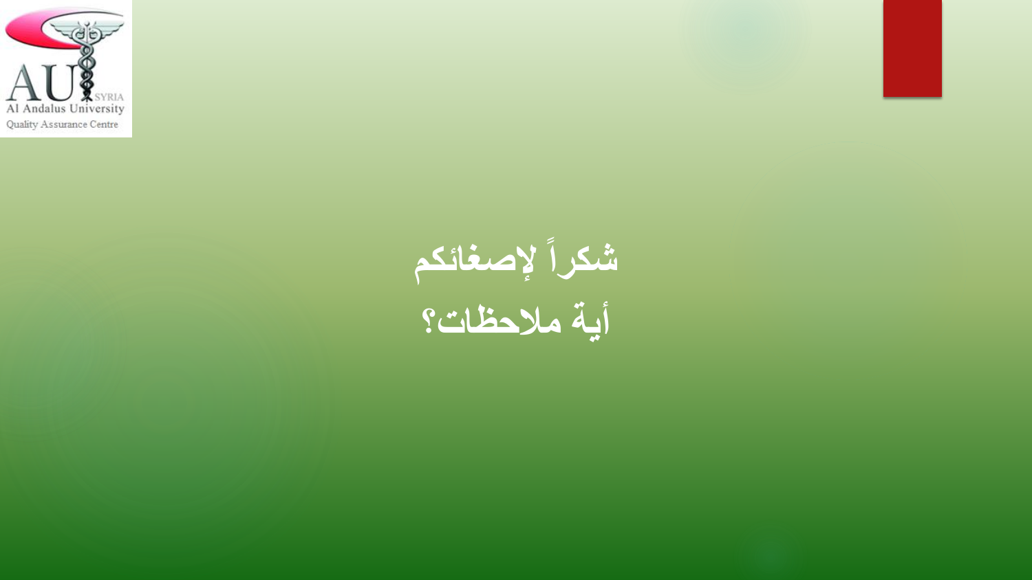**شكراً لإصغائكم**

**أية ملاحظات؟**